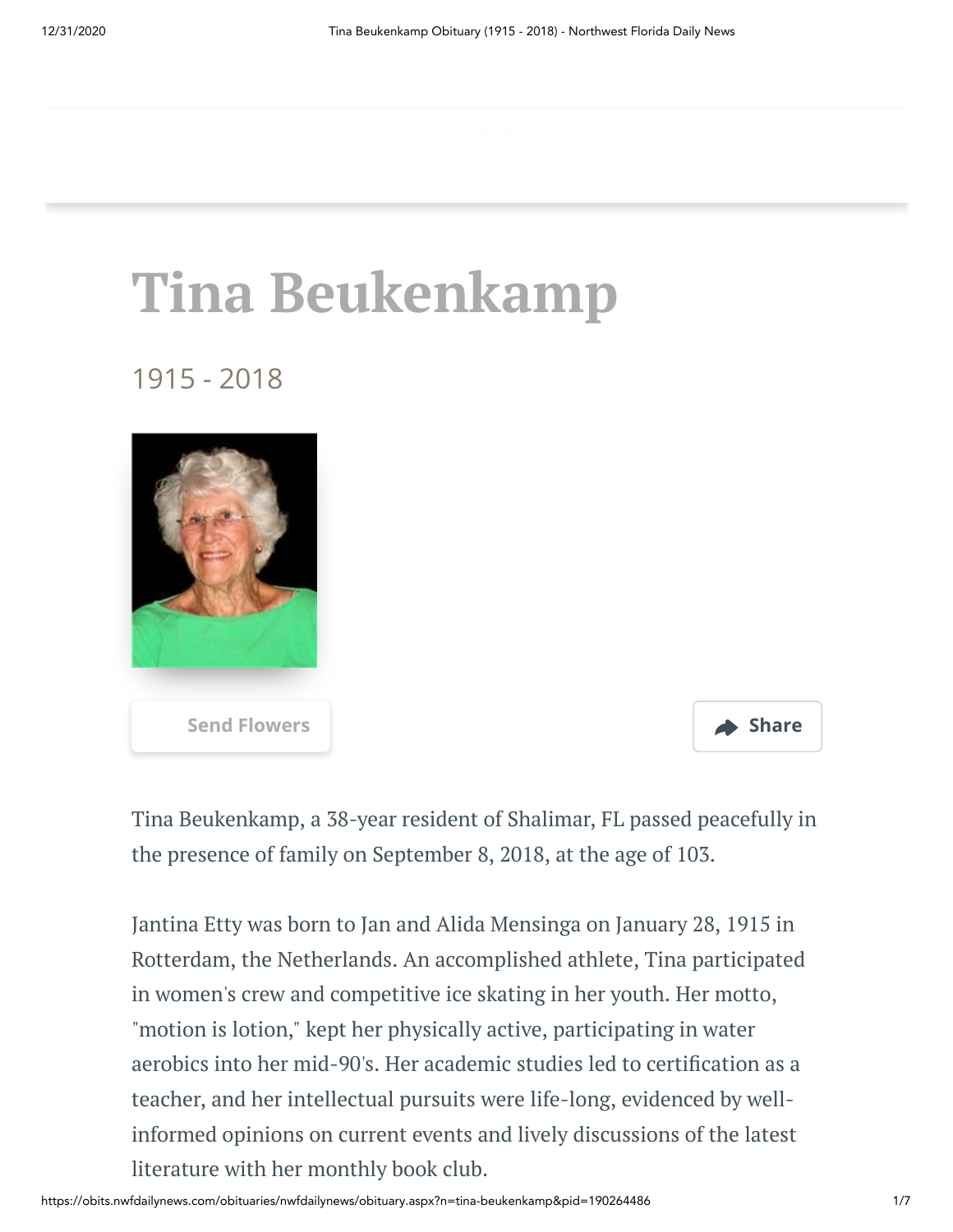# Tina Beukenkamp

1915 - 2018

Send Flowers

Share

Tina Beukenkamp, a 38-year resident of Shalimar, FL passed peacefully in the presence of family on September 8, 2018, at the age of 103.

Jantina Etty was born to Jan and Alida Mensinga on January 28, 1915 in Rotterdam, the Netherlands. An accomplished athlete, Tina participated in women's crew and competitive ice skating in her youth. Her motto, "motion is lotion," kept her physically active, participating in water aerobics into her mid-90's. Her academic studies led to certification as a teacher, and her intellectual pursuits were life-long, evidenced by well-informed opinions on current events and lively discussions of the latest literature with her monthly book club.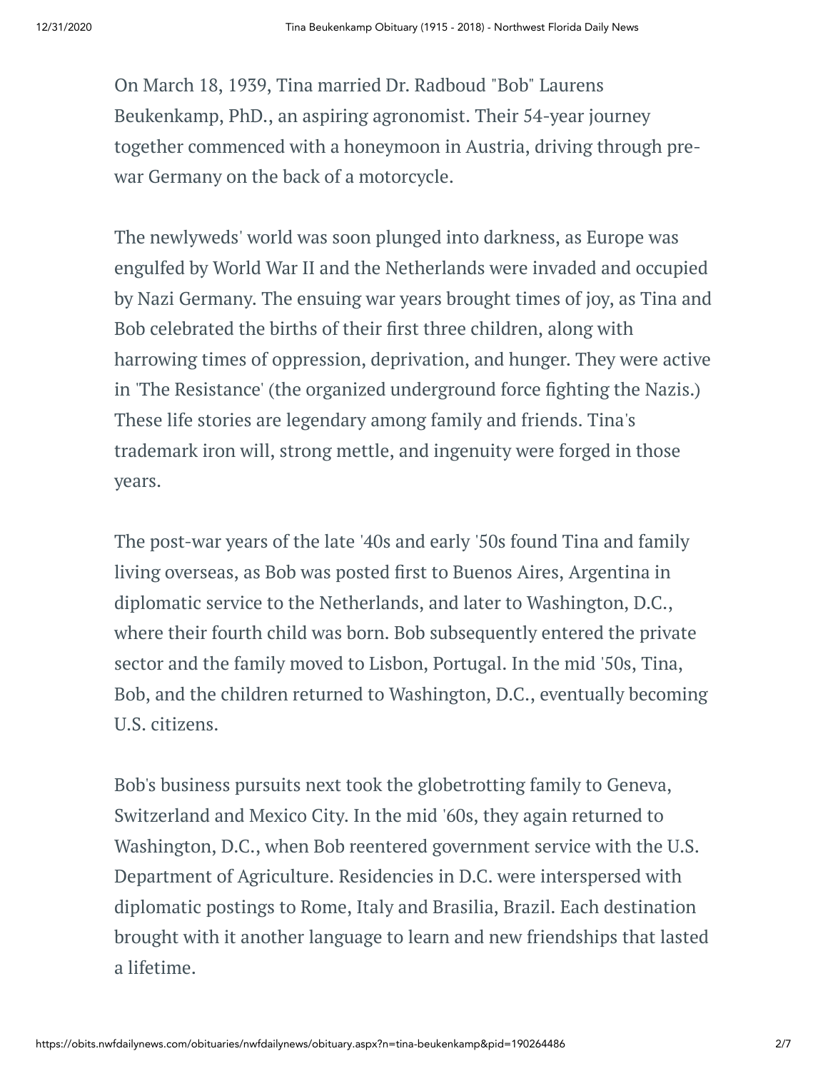On March 18, 1939, Tina married Dr. Radboud "Bob" Laurens Beukenkamp, PhD., an aspiring agronomist. Their 54-year journey together commenced with a honeymoon in Austria, driving through pre-war Germany on the back of a motorcycle.

The newlyweds' world was soon plunged into darkness, as Europe was engulfed by World War II and the Netherlands were invaded and occupied by Nazi Germany. The ensuing war years brought times of joy, as Tina and Bob celebrated the births of their first three children, along with harrowing times of oppression, deprivation, and hunger. They were active in 'The Resistance' (the organized underground force fighting the Nazis.) These life stories are legendary among family and friends. Tina's trademark iron will, strong mettle, and ingenuity were forged in those years.

The post-war years of the late '40s and early '50s found Tina and family living overseas, as Bob was posted first to Buenos Aires, Argentina in diplomatic service to the Netherlands, and later to Washington, D.C., where their fourth child was born. Bob subsequently entered the private sector and the family moved to Lisbon, Portugal. In the mid '50s, Tina, Bob, and the children returned to Washington, D.C., eventually becoming U.S. citizens.

Bob's business pursuits next took the globetrotting family to Geneva, Switzerland and Mexico City. In the mid '60s, they again returned to Washington, D.C., when Bob reentered government service with the U.S. Department of Agriculture. Residencies in D.C. were interspersed with diplomatic postings to Rome, Italy and Brasilia, Brazil. Each destination brought with it another language to learn and new friendships that lasted a lifetime.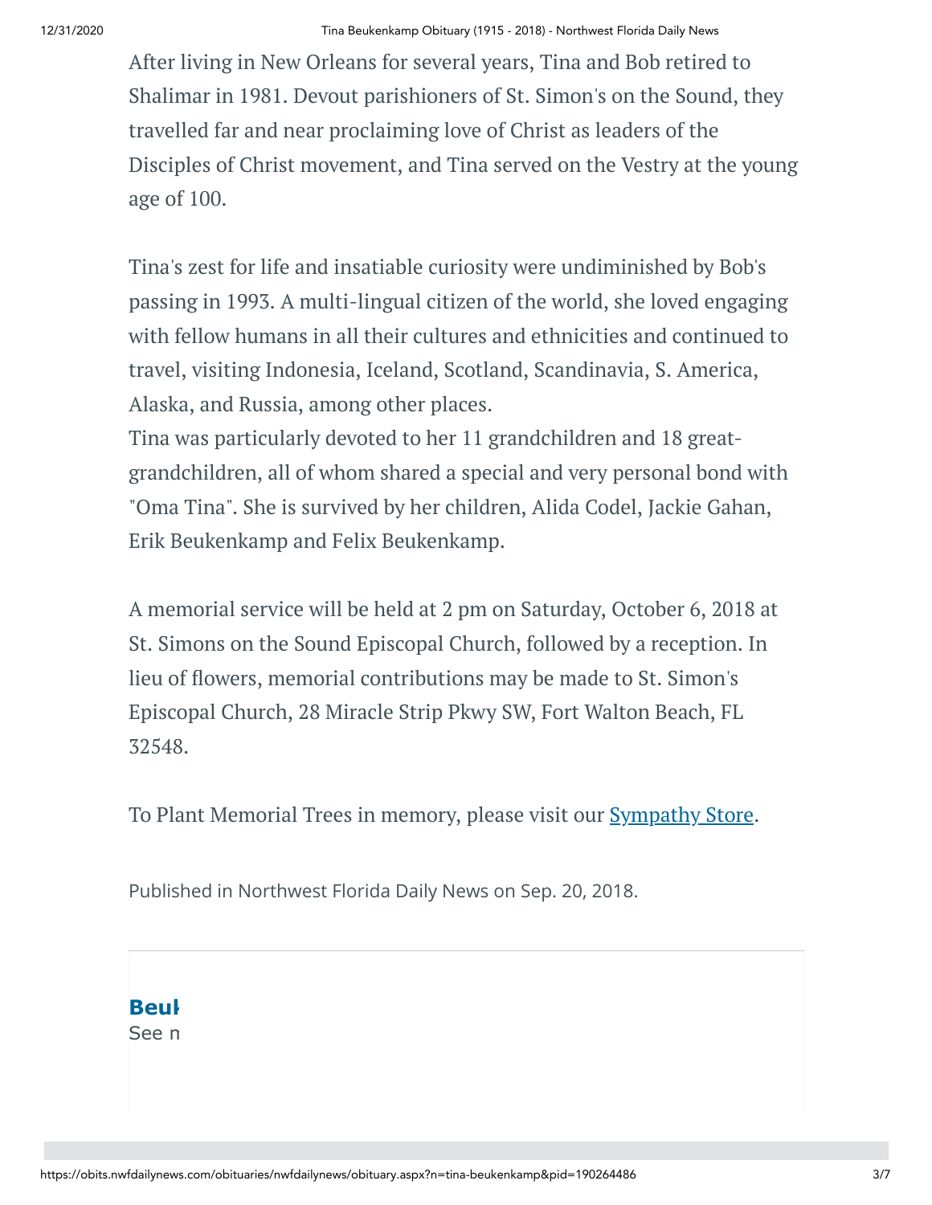After living in New Orleans for several years, Tina and Bob retired to Shalimar in 1981. Devout parishioners of St. Simon's on the Sound, they travelled far and near proclaiming love of Christ as leaders of the Disciples of Christ movement, and Tina served on the Vestry at the young age of 100.

Tina's zest for life and insatiable curiosity were undiminished by Bob's passing in 1993. A multi-lingual citizen of the world, she loved engaging with fellow humans in all their cultures and ethnicities and continued to travel, visiting Indonesia, Iceland, Scotland, Scandinavia, S. America, Alaska, and Russia, among other places.
Tina was particularly devoted to her 11 grandchildren and 18 great-grandchildren, all of whom shared a special and very personal bond with "Oma Tina". She is survived by her children, Alida Codel, Jackie Gahan, Erik Beukenkamp and Felix Beukenkamp.

A memorial service will be held at 2 pm on Saturday, October 6, 2018 at St. Simons on the Sound Episcopal Church, followed by a reception. In lieu of flowers, memorial contributions may be made to St. Simon's Episcopal Church, 28 Miracle Strip Pkwy SW, Fort Walton Beach, FL 32548.

To Plant Memorial Trees in memory, please visit our Sympathy Store.

Published in Northwest Florida Daily News on Sep. 20, 2018.

**Beul**
See n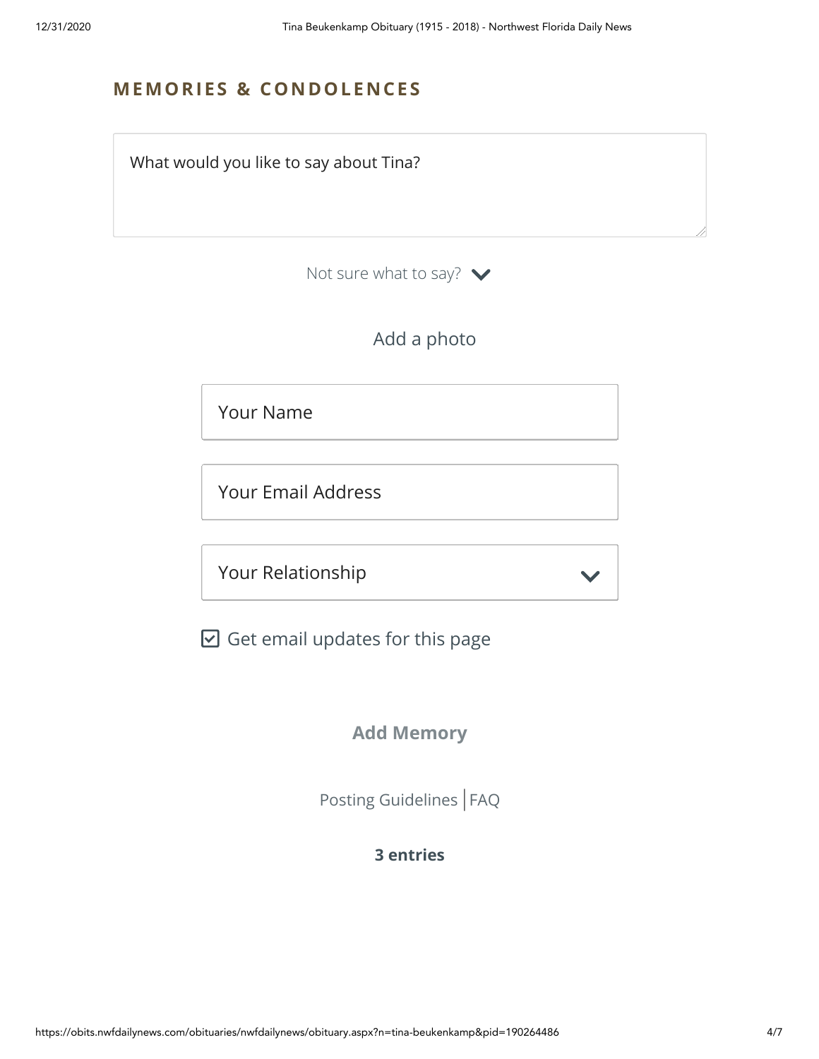## MEMORIES & CONDOLENCES

What would you like to say about Tina?

Not sure what to say?

Add a photo

Your Name

Your Email Address

Your Relationship

☑ Get email updates for this page

**Add Memory**

Posting Guidelines | FAQ

**3 entries**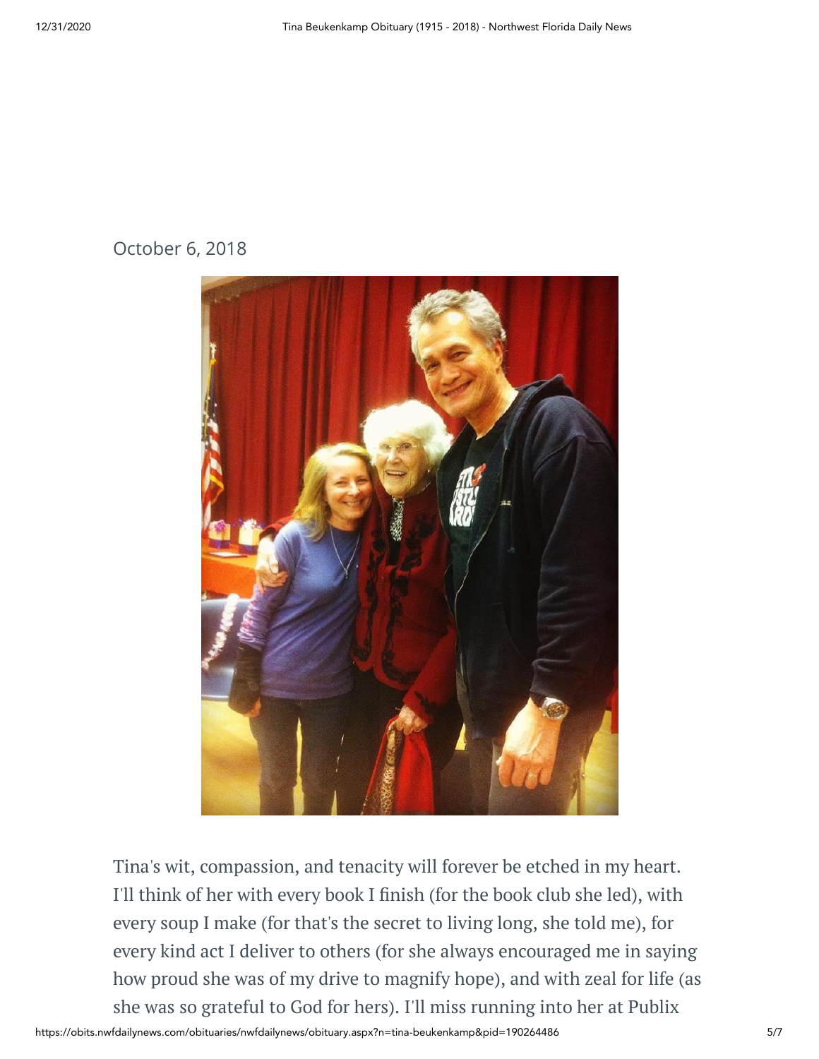October 6, 2018

Tina's wit, compassion, and tenacity will forever be etched in my heart. I'll think of her with every book I finish (for the book club she led), with every soup I make (for that's the secret to living long, she told me), for every kind act I deliver to others (for she always encouraged me in saying how proud she was of my drive to magnify hope), and with zeal for life (as she was so grateful to God for hers). I'll miss running into her at Publix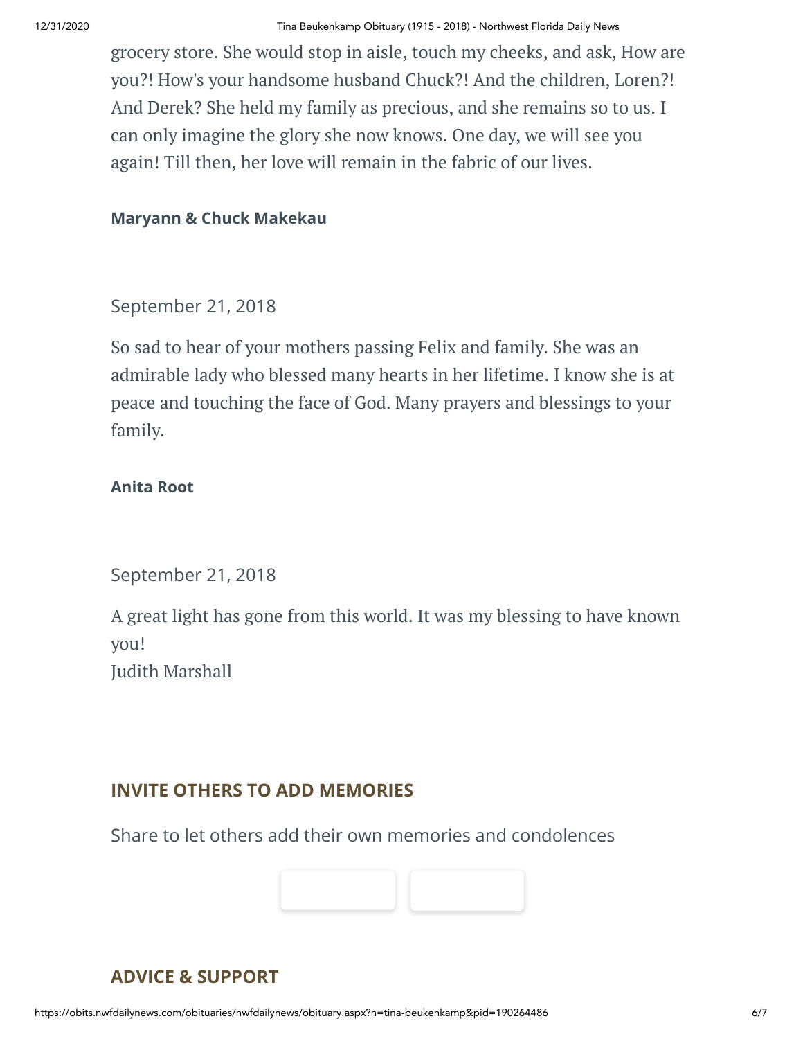grocery store. She would stop in aisle, touch my cheeks, and ask, How are you?! How's your handsome husband Chuck?! And the children, Loren?! And Derek? She held my family as precious, and she remains so to us. I can only imagine the glory she now knows. One day, we will see you again! Till then, her love will remain in the fabric of our lives.

**Maryann & Chuck Makekau**

September 21, 2018

So sad to hear of your mothers passing Felix and family. She was an admirable lady who blessed many hearts in her lifetime. I know she is at peace and touching the face of God. Many prayers and blessings to your family.

**Anita Root**

September 21, 2018

A great light has gone from this world. It was my blessing to have known you!
Judith Marshall

## INVITE OTHERS TO ADD MEMORIES

Share to let others add their own memories and condolences

## ADVICE & SUPPORT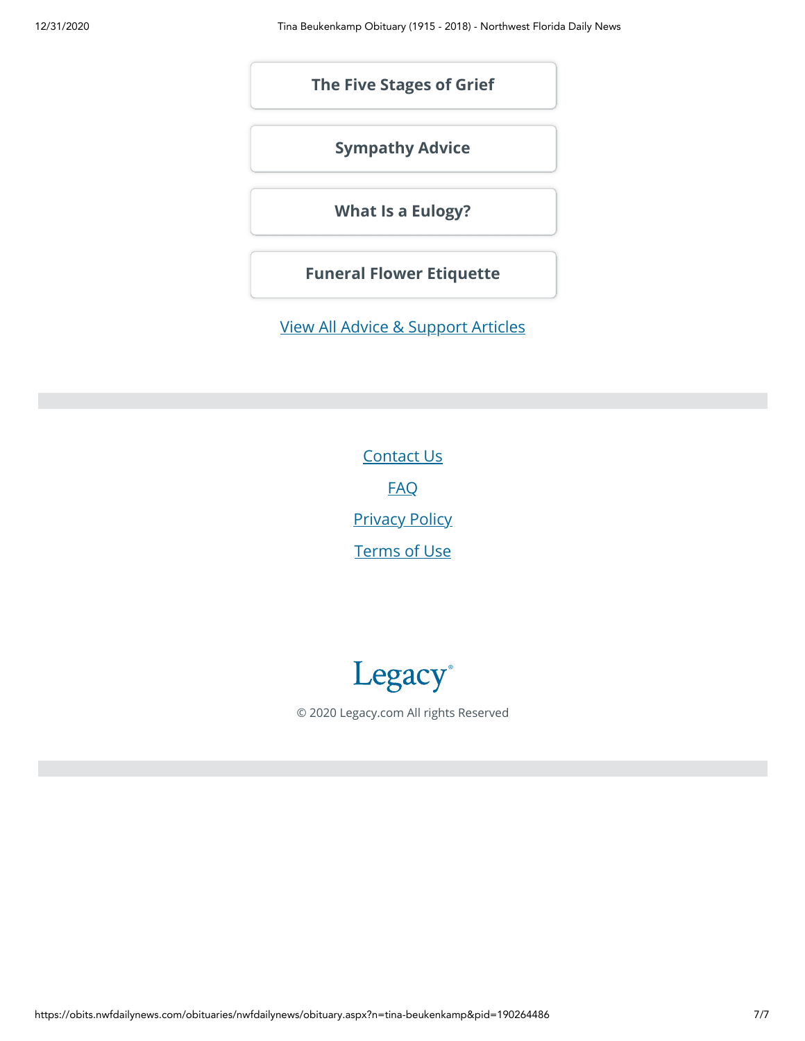**The Five Stages of Grief**

**Sympathy Advice**

**What Is a Eulogy?**

**Funeral Flower Etiquette**

View All Advice & Support Articles

Contact Us

FAQ

Privacy Policy

Terms of Use

Legacy®

© 2020 Legacy.com All rights Reserved